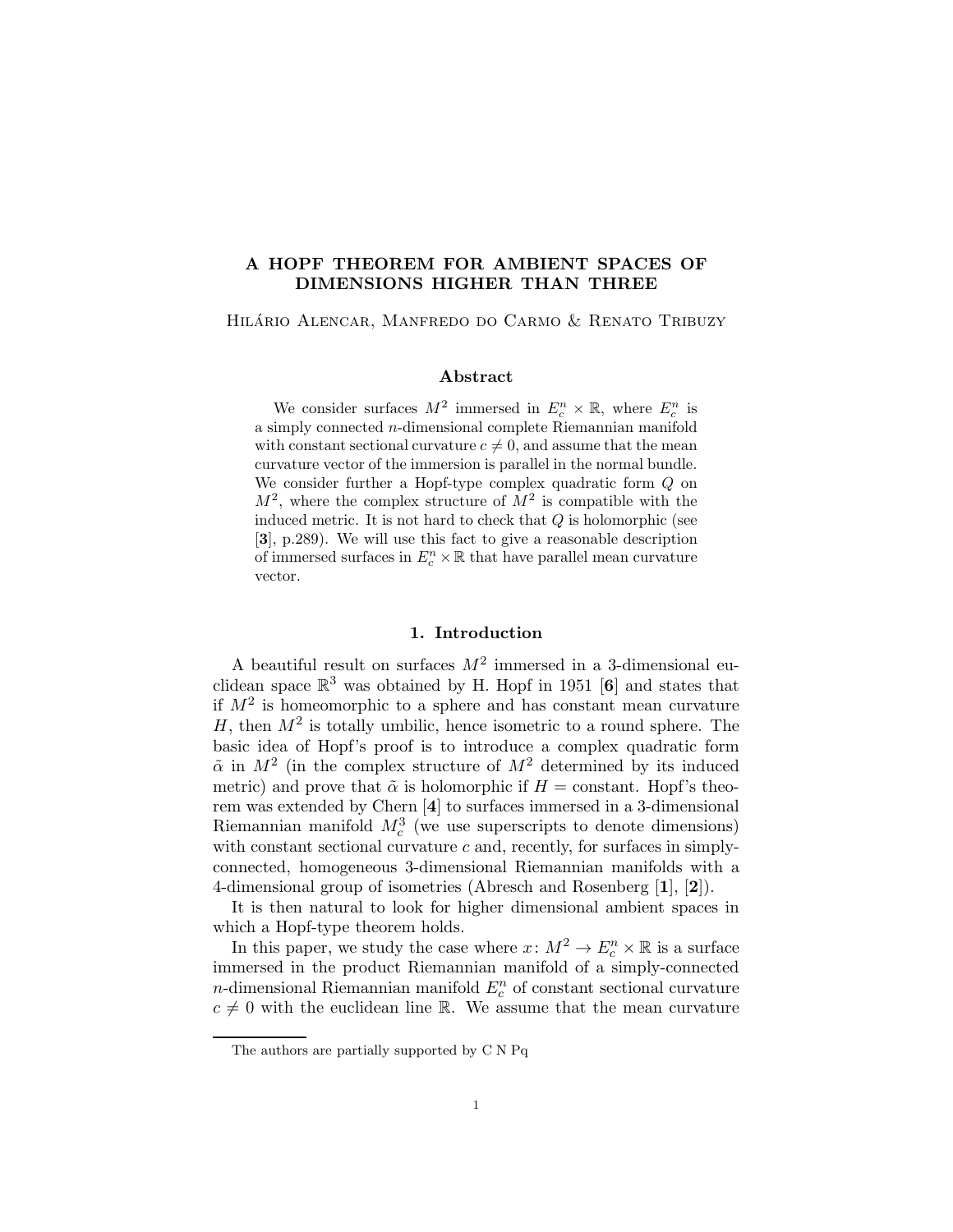# A HOPF THEOREM FOR AMBIENT SPACES OF DIMENSIONS HIGHER THAN THREE

Hilário Alencar, Manfredo do Carmo & Renato Tribuzy

## Abstract

We consider surfaces $M^2$ immersed in $E_c^n \times \mathbb{R}$, where $E_c^n$ is a simply connected $n$-dimensional complete Riemannian manifold with constant sectional curvature $c \neq 0$, and assume that the mean curvature vector of the immersion is parallel in the normal bundle. We consider further a Hopf-type complex quadratic form $Q$ on $M^2$, where the complex structure of $M^2$ is compatible with the induced metric. It is not hard to check that $Q$ is holomorphic (see [**3**], p.289). We will use this fact to give a reasonable description of immersed surfaces in $E_c^n \times \mathbb{R}$ that have parallel mean curvature vector.

## 1. Introduction

A beautiful result on surfaces $M^2$ immersed in a 3-dimensional euclidean space $\mathbb{R}^3$ was obtained by H. Hopf in 1951 [**6**] and states that if $M^2$ is homeomorphic to a sphere and has constant mean curvature $H$, then $M^2$ is totally umbilic, hence isometric to a round sphere. The basic idea of Hopf's proof is to introduce a complex quadratic form $\tilde{\alpha}$ in $M^2$ (in the complex structure of $M^2$ determined by its induced metric) and prove that $\tilde{\alpha}$ is holomorphic if $H =$ constant. Hopf's theorem was extended by Chern [**4**] to surfaces immersed in a 3-dimensional Riemannian manifold $M_c^3$ (we use superscripts to denote dimensions) with constant sectional curvature $c$ and, recently, for surfaces in simply-connected, homogeneous 3-dimensional Riemannian manifolds with a 4-dimensional group of isometries (Abresch and Rosenberg [**1**], [**2**]).

It is then natural to look for higher dimensional ambient spaces in which a Hopf-type theorem holds.

In this paper, we study the case where $x\colon M^2 \to E_c^n \times \mathbb{R}$ is a surface immersed in the product Riemannian manifold of a simply-connected $n$-dimensional Riemannian manifold $E_c^n$ of constant sectional curvature $c \neq 0$ with the euclidean line $\mathbb{R}$. We assume that the mean curvature

The authors are partially supported by C N Pq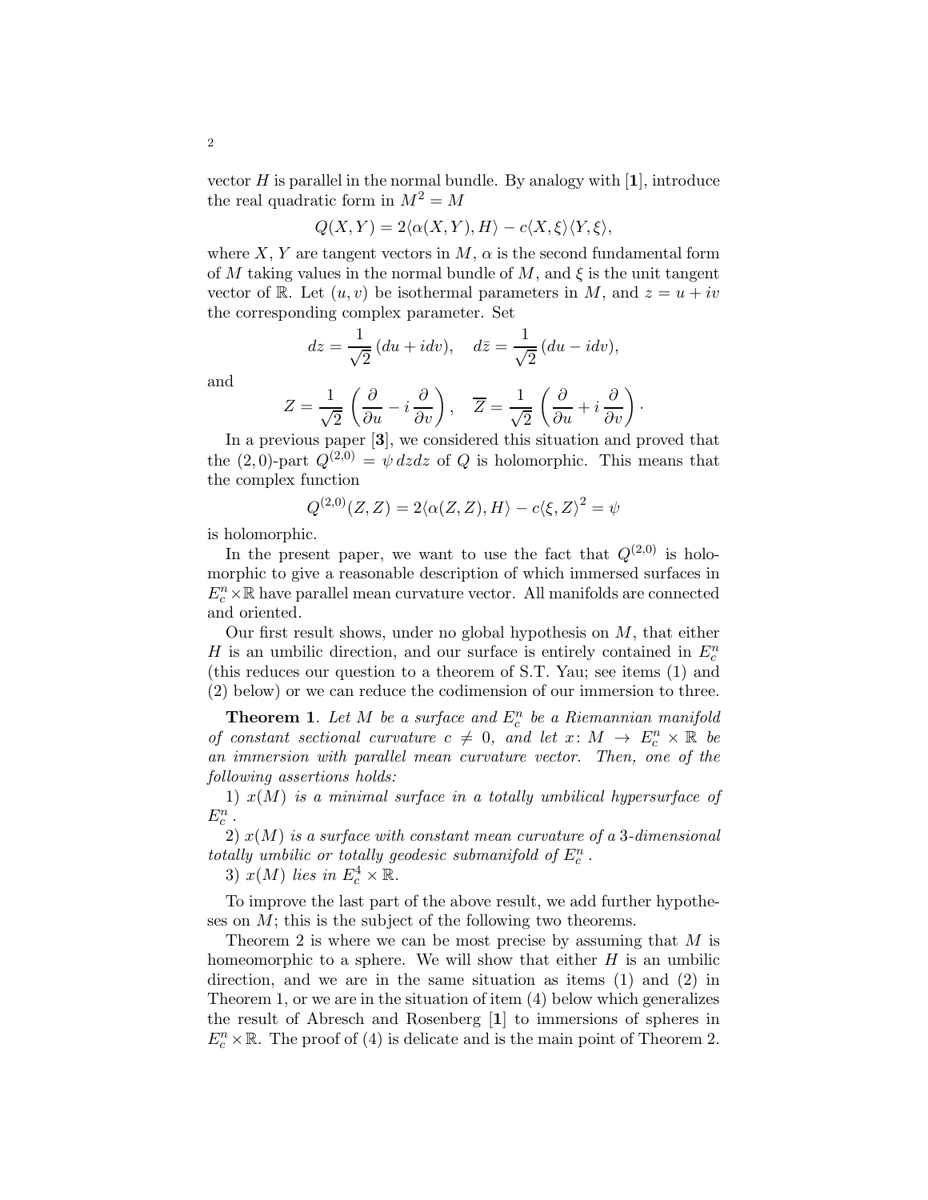vector $H$ is parallel in the normal bundle. By analogy with [**1**], introduce the real quadratic form in $M^2 = M$

$$Q(X,Y) = 2\langle \alpha(X,Y), H\rangle - c\langle X, \xi\rangle\langle Y, \xi\rangle,$$

where $X, Y$ are tangent vectors in $M$, $\alpha$ is the second fundamental form of $M$ taking values in the normal bundle of $M$, and $\xi$ is the unit tangent vector of $\mathbb{R}$. Let $(u,v)$ be isothermal parameters in $M$, and $z = u + iv$ the corresponding complex parameter. Set

$$dz = \frac{1}{\sqrt{2}}\,(du + idv), \quad d\bar{z} = \frac{1}{\sqrt{2}}\,(du - idv),$$

and

$$Z = \frac{1}{\sqrt{2}}\left(\frac{\partial}{\partial u} - i\,\frac{\partial}{\partial v}\right), \quad \overline{Z} = \frac{1}{\sqrt{2}}\left(\frac{\partial}{\partial u} + i\,\frac{\partial}{\partial v}\right).$$

In a previous paper [**3**], we considered this situation and proved that the $(2,0)$-part $Q^{(2,0)} = \psi\, dz dz$ of $Q$ is holomorphic. This means that the complex function

$$Q^{(2,0)}(Z,Z) = 2\langle \alpha(Z,Z), H\rangle - c\langle \xi, Z\rangle^2 = \psi$$

is holomorphic.

In the present paper, we want to use the fact that $Q^{(2,0)}$ is holomorphic to give a reasonable description of which immersed surfaces in $E^n_c \times \mathbb{R}$ have parallel mean curvature vector. All manifolds are connected and oriented.

Our first result shows, under no global hypothesis on $M$, that either $H$ is an umbilic direction, and our surface is entirely contained in $E^n_c$ (this reduces our question to a theorem of S.T. Yau; see items (1) and (2) below) or we can reduce the codimension of our immersion to three.

**Theorem 1**. *Let $M$ be a surface and $E^n_c$ be a Riemannian manifold of constant sectional curvature $c \neq 0$, and let $x\colon M \to E^n_c \times \mathbb{R}$ be an immersion with parallel mean curvature vector. Then, one of the following assertions holds:*

1) *$x(M)$ is a minimal surface in a totally umbilical hypersurface of $E^n_c$.*

2) *$x(M)$ is a surface with constant mean curvature of a 3-dimensional totally umbilic or totally geodesic submanifold of $E^n_c$.*

3) *$x(M)$ lies in $E^4_c \times \mathbb{R}$.*

To improve the last part of the above result, we add further hypotheses on $M$; this is the subject of the following two theorems.

Theorem 2 is where we can be most precise by assuming that $M$ is homeomorphic to a sphere. We will show that either $H$ is an umbilic direction, and we are in the same situation as items (1) and (2) in Theorem 1, or we are in the situation of item (4) below which generalizes the result of Abresch and Rosenberg [**1**] to immersions of spheres in $E^n_c \times \mathbb{R}$. The proof of (4) is delicate and is the main point of Theorem 2.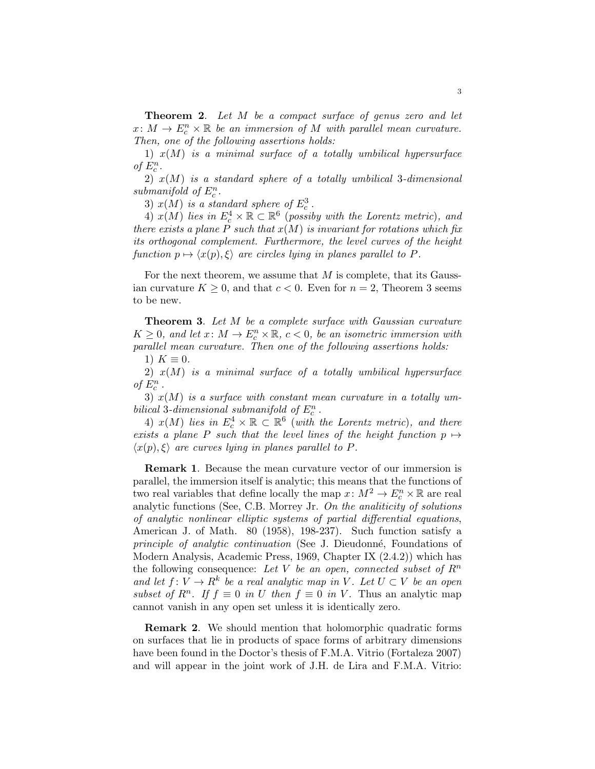**Theorem 2**. *Let $M$ be a compact surface of genus zero and let $x\colon M \to E^n_c \times \mathbb{R}$ be an immersion of $M$ with parallel mean curvature. Then, one of the following assertions holds:*

*1) $x(M)$ is a minimal surface of a totally umbilical hypersurface of $E^n_c$.*

*2) $x(M)$ is a standard sphere of a totally umbilical 3-dimensional submanifold of $E^n_c$.*

*3) $x(M)$ is a standard sphere of $E^3_c$.*

*4) $x(M)$ lies in $E^4_c \times \mathbb{R} \subset \mathbb{R}^6$ (possiby with the Lorentz metric), and there exists a plane $P$ such that $x(M)$ is invariant for rotations which fix its orthogonal complement. Furthermore, the level curves of the height function $p \mapsto \langle x(p), \xi \rangle$ are circles lying in planes parallel to $P$.*

For the next theorem, we assume that $M$ is complete, that its Gaussian curvature $K \geq 0$, and that $c < 0$. Even for $n = 2$, Theorem 3 seems to be new.

**Theorem 3**. *Let $M$ be a complete surface with Gaussian curvature $K \geq 0$, and let $x\colon M \to E^n_c \times \mathbb{R}$, $c < 0$, be an isometric immersion with parallel mean curvature. Then one of the following assertions holds:*

*1) $K \equiv 0$.*

*2) $x(M)$ is a minimal surface of a totally umbilical hypersurface of $E^n_c$.*

*3) $x(M)$ is a surface with constant mean curvature in a totally umbilical 3-dimensional submanifold of $E^n_c$.*

*4) $x(M)$ lies in $E^4_c \times \mathbb{R} \subset \mathbb{R}^6$ (with the Lorentz metric), and there exists a plane $P$ such that the level lines of the height function $p \mapsto \langle x(p), \xi \rangle$ are curves lying in planes parallel to $P$.*

**Remark 1**. Because the mean curvature vector of our immersion is parallel, the immersion itself is analytic; this means that the functions of two real variables that define locally the map $x\colon M^2 \to E^n_c \times \mathbb{R}$ are real analytic functions (See, C.B. Morrey Jr. *On the analiticity of solutions of analytic nonlinear elliptic systems of partial differential equations*, American J. of Math. 80 (1958), 198-237). Such function satisfy a *principle of analytic continuation* (See J. Dieudonné, Foundations of Modern Analysis, Academic Press, 1969, Chapter IX (2.4.2)) which has the following consequence: *Let $V$ be an open, connected subset of $R^n$ and let $f\colon V \to R^k$ be a real analytic map in $V$. Let $U \subset V$ be an open subset of $R^n$. If $f \equiv 0$ in $U$ then $f \equiv 0$ in $V$.* Thus an analytic map cannot vanish in any open set unless it is identically zero.

**Remark 2**. We should mention that holomorphic quadratic forms on surfaces that lie in products of space forms of arbitrary dimensions have been found in the Doctor's thesis of F.M.A. Vitrio (Fortaleza 2007) and will appear in the joint work of J.H. de Lira and F.M.A. Vitrio: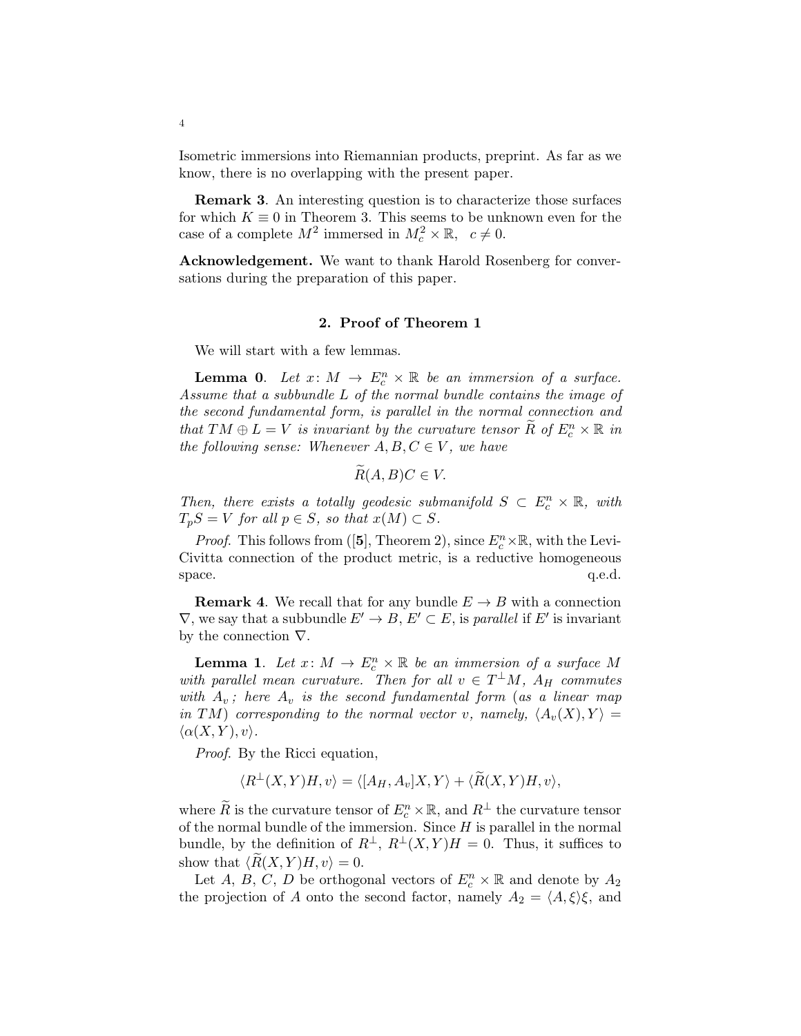Isometric immersions into Riemannian products, preprint. As far as we know, there is no overlapping with the present paper.

**Remark 3**. An interesting question is to characterize those surfaces for which $K \equiv 0$ in Theorem 3. This seems to be unknown even for the case of a complete $M^2$ immersed in $M_c^2 \times \mathbb{R}$, $c \neq 0$.

**Acknowledgement.** We want to thank Harold Rosenberg for conversations during the preparation of this paper.

## 2. Proof of Theorem 1

We will start with a few lemmas.

**Lemma 0**. *Let $x\colon M \to E_c^n \times \mathbb{R}$ be an immersion of a surface. Assume that a subbundle $L$ of the normal bundle contains the image of the second fundamental form, is parallel in the normal connection and that $TM \oplus L = V$ is invariant by the curvature tensor $\widetilde{R}$ of $E_c^n \times \mathbb{R}$ in the following sense: Whenever $A, B, C \in V$, we have*

$$\widetilde{R}(A, B)C \in V.$$

*Then, there exists a totally geodesic submanifold $S \subset E_c^n \times \mathbb{R}$, with $T_pS = V$ for all $p \in S$, so that $x(M) \subset S$.*

*Proof*. This follows from ([**5**], Theorem 2), since $E_c^n \times \mathbb{R}$, with the Levi-Civitta connection of the product metric, is a reductive homogeneous space. q.e.d.

**Remark 4**. We recall that for any bundle $E \to B$ with a connection $\nabla$, we say that a subbundle $E' \to B$, $E' \subset E$, is *parallel* if $E'$ is invariant by the connection $\nabla$.

**Lemma 1**. *Let $x\colon M \to E_c^n \times \mathbb{R}$ be an immersion of a surface $M$ with parallel mean curvature. Then for all $v \in T^{\perp}M$, $A_H$ commutes with $A_v$; here $A_v$ is the second fundamental form (as a linear map in $TM$) corresponding to the normal vector $v$, namely, $\langle A_v(X), Y\rangle = \langle \alpha(X, Y), v\rangle$.*

*Proof*. By the Ricci equation,

$$\langle R^{\perp}(X, Y)H, v\rangle = \langle [A_H, A_v]X, Y\rangle + \langle \widetilde{R}(X, Y)H, v\rangle,$$

where $\widetilde{R}$ is the curvature tensor of $E_c^n \times \mathbb{R}$, and $R^{\perp}$ the curvature tensor of the normal bundle of the immersion. Since $H$ is parallel in the normal bundle, by the definition of $R^{\perp}$, $R^{\perp}(X, Y)H = 0$. Thus, it suffices to show that $\langle \widetilde{R}(X, Y)H, v\rangle = 0$.

Let $A$, $B$, $C$, $D$ be orthogonal vectors of $E_c^n \times \mathbb{R}$ and denote by $A_2$ the projection of $A$ onto the second factor, namely $A_2 = \langle A, \xi\rangle\xi$, and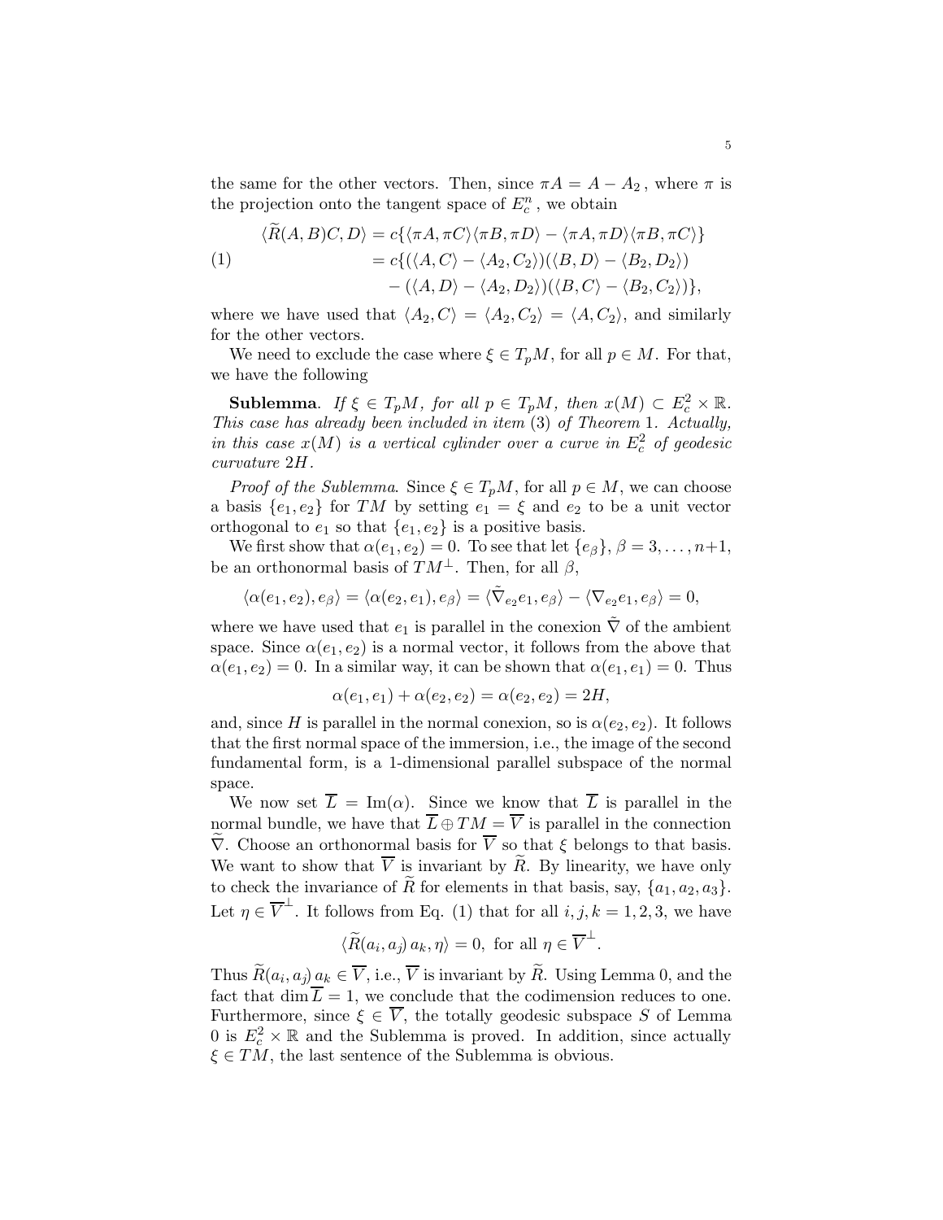the same for the other vectors. Then, since $\pi A = A - A_2$, where $\pi$ is the projection onto the tangent space of $E^n_c$, we obtain

$$
\begin{aligned}
\langle \widetilde{R}(A,B)C,D\rangle &= c\{\langle \pi A, \pi C\rangle\langle \pi B, \pi D\rangle - \langle \pi A, \pi D\rangle\langle \pi B, \pi C\rangle\} \\
&= c\{(\langle A,C\rangle - \langle A_2, C_2\rangle)(\langle B,D\rangle - \langle B_2, D_2\rangle) \\
&\quad - (\langle A,D\rangle - \langle A_2,D_2\rangle)(\langle B,C\rangle - \langle B_2,C_2\rangle)\},
\end{aligned} \tag{1}
$$

where we have used that $\langle A_2, C\rangle = \langle A_2, C_2\rangle = \langle A, C_2\rangle$, and similarly for the other vectors.

We need to exclude the case where $\xi \in T_pM$, for all $p \in M$. For that, we have the following

**Sublemma**. *If $\xi \in T_pM$, for all $p \in T_pM$, then $x(M) \subset E^2_c \times \mathbb{R}$. This case has already been included in item (3) of Theorem 1. Actually, in this case $x(M)$ is a vertical cylinder over a curve in $E^2_c$ of geodesic curvature $2H$.*

*Proof of the Sublemma*. Since $\xi \in T_pM$, for all $p \in M$, we can choose a basis $\{e_1, e_2\}$ for $TM$ by setting $e_1 = \xi$ and $e_2$ to be a unit vector orthogonal to $e_1$ so that $\{e_1, e_2\}$ is a positive basis.

We first show that $\alpha(e_1, e_2) = 0$. To see that let $\{e_\beta\}$, $\beta = 3, \ldots, n+1$, be an orthonormal basis of $TM^\perp$. Then, for all $\beta$,

$$\langle \alpha(e_1, e_2), e_\beta\rangle = \langle \alpha(e_2, e_1), e_\beta\rangle = \langle \tilde{\nabla}_{e_2} e_1, e_\beta\rangle - \langle \nabla_{e_2} e_1, e_\beta\rangle = 0,$$

where we have used that $e_1$ is parallel in the conexion $\tilde{\nabla}$ of the ambient space. Since $\alpha(e_1, e_2)$ is a normal vector, it follows from the above that $\alpha(e_1, e_2) = 0$. In a similar way, it can be shown that $\alpha(e_1, e_1) = 0$. Thus

$$\alpha(e_1, e_1) + \alpha(e_2, e_2) = \alpha(e_2, e_2) = 2H,$$

and, since $H$ is parallel in the normal conexion, so is $\alpha(e_2, e_2)$. It follows that the first normal space of the immersion, i.e., the image of the second fundamental form, is a 1-dimensional parallel subspace of the normal space.

We now set $\overline{L} = \operatorname{Im}(\alpha)$. Since we know that $\overline{L}$ is parallel in the normal bundle, we have that $\overline{L} \oplus TM = \overline{V}$ is parallel in the connection $\widetilde{\nabla}$. Choose an orthonormal basis for $\overline{V}$ so that $\xi$ belongs to that basis. We want to show that $\overline{V}$ is invariant by $\widetilde{R}$. By linearity, we have only to check the invariance of $\widetilde{R}$ for elements in that basis, say, $\{a_1, a_2, a_3\}$. Let $\eta \in \overline{V}^\perp$. It follows from Eq. (1) that for all $i, j, k = 1, 2, 3$, we have

$$\langle \widetilde{R}(a_i, a_j)\, a_k, \eta\rangle = 0, \text{ for all } \eta \in \overline{V}^\perp.$$

Thus $\widetilde{R}(a_i, a_j)\, a_k \in \overline{V}$, i.e., $\overline{V}$ is invariant by $\widetilde{R}$. Using Lemma 0, and the fact that $\dim \overline{L} = 1$, we conclude that the codimension reduces to one. Furthermore, since $\xi \in \overline{V}$, the totally geodesic subspace $S$ of Lemma 0 is $E^2_c \times \mathbb{R}$ and the Sublemma is proved. In addition, since actually $\xi \in TM$, the last sentence of the Sublemma is obvious.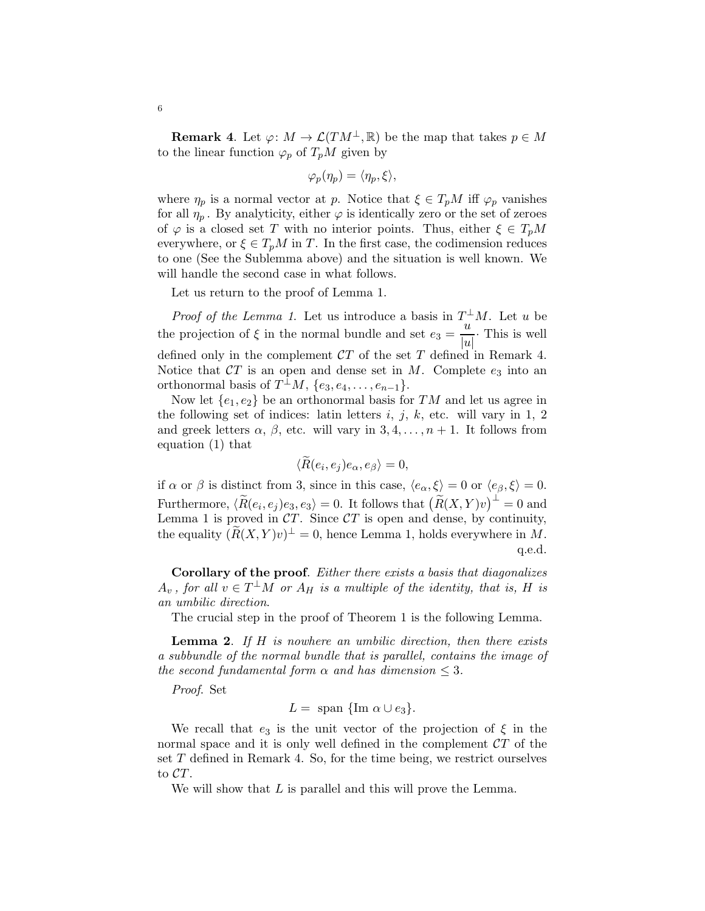**Remark 4**. Let $\varphi\colon M \to \mathcal{L}(TM^{\perp}, \mathbb{R})$ be the map that takes $p \in M$ to the linear function $\varphi_p$ of $T_pM$ given by

$$\varphi_p(\eta_p) = \langle \eta_p, \xi \rangle,$$

where $\eta_p$ is a normal vector at $p$. Notice that $\xi \in T_pM$ iff $\varphi_p$ vanishes for all $\eta_p$. By analyticity, either $\varphi$ is identically zero or the set of zeroes of $\varphi$ is a closed set $T$ with no interior points. Thus, either $\xi \in T_pM$ everywhere, or $\xi \in T_pM$ in $T$. In the first case, the codimension reduces to one (See the Sublemma above) and the situation is well known. We will handle the second case in what follows.

Let us return to the proof of Lemma 1.

*Proof of the Lemma 1.* Let us introduce a basis in $T^{\perp}M$. Let $u$ be the projection of $\xi$ in the normal bundle and set $e_3 = \dfrac{u}{|u|}\cdot$ This is well defined only in the complement $\mathcal{C}T$ of the set $T$ defined in Remark 4. Notice that $\mathcal{C}T$ is an open and dense set in $M$. Complete $e_3$ into an orthonormal basis of $T^{\perp}M$, $\{e_3, e_4, \ldots, e_{n-1}\}$.

Now let $\{e_1, e_2\}$ be an orthonormal basis for $TM$ and let us agree in the following set of indices: latin letters $i$, $j$, $k$, etc. will vary in 1, 2 and greek letters $\alpha$, $\beta$, etc. will vary in $3, 4, \ldots, n+1$. It follows from equation (1) that

$$\langle \widetilde{R}(e_i, e_j)e_\alpha, e_\beta \rangle = 0,$$

if $\alpha$ or $\beta$ is distinct from 3, since in this case, $\langle e_\alpha, \xi \rangle = 0$ or $\langle e_\beta, \xi \rangle = 0$. Furthermore, $\langle \widetilde{R}(e_i, e_j)e_3, e_3 \rangle = 0$. It follows that $\big(\widetilde{R}(X,Y)v\big)^{\perp} = 0$ and Lemma 1 is proved in $\mathcal{C}T$. Since $\mathcal{C}T$ is open and dense, by continuity, the equality $(\widetilde{R}(X,Y)v)^{\perp} = 0$, hence Lemma 1, holds everywhere in $M$. q.e.d.

**Corollary of the proof**. *Either there exists a basis that diagonalizes $A_v$, for all $v \in T^{\perp}M$ or $A_H$ is a multiple of the identity, that is, $H$ is an umbilic direction.*

The crucial step in the proof of Theorem 1 is the following Lemma.

**Lemma 2**. *If $H$ is nowhere an umbilic direction, then there exists a subbundle of the normal bundle that is parallel, contains the image of the second fundamental form $\alpha$ and has dimension $\leq 3$.*

*Proof.* Set

$$L = \text{ span } \{\text{Im } \alpha \cup e_3\}.$$

We recall that $e_3$ is the unit vector of the projection of $\xi$ in the normal space and it is only well defined in the complement $\mathcal{C}T$ of the set $T$ defined in Remark 4. So, for the time being, we restrict ourselves to $\mathcal{C}T$.

We will show that $L$ is parallel and this will prove the Lemma.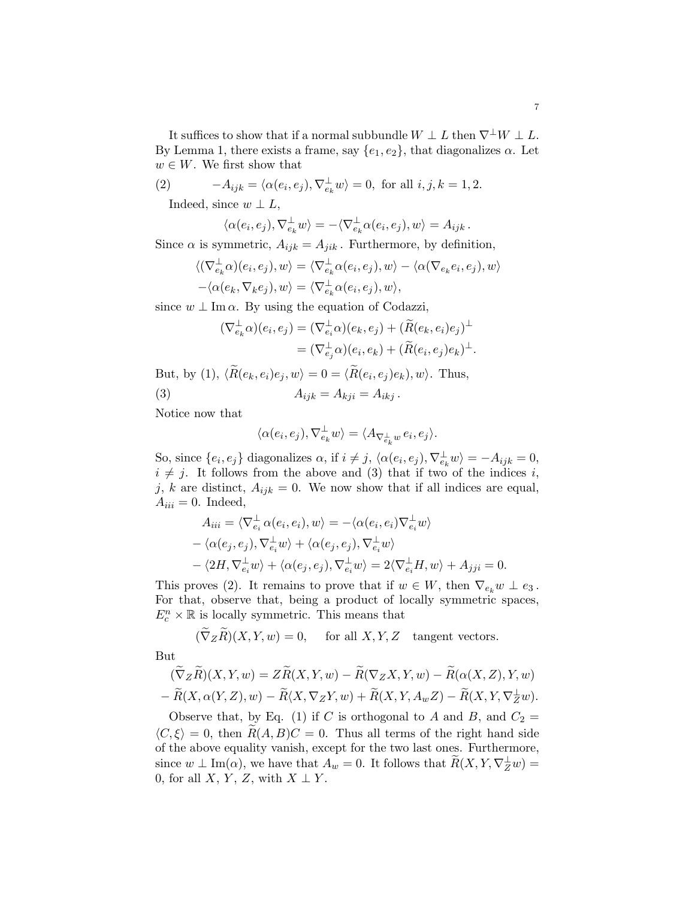It suffices to show that if a normal subbundle $W \perp L$ then $\nabla^\perp W \perp L$. By Lemma 1, there exists a frame, say $\{e_1, e_2\}$, that diagonalizes $\alpha$. Let $w \in W$. We first show that

$$-A_{ijk} = \langle \alpha(e_i, e_j), \nabla^\perp_{e_k} w \rangle = 0, \text{ for all } i, j, k = 1, 2. \tag{2}$$

Indeed, since $w \perp L$,

$$\langle \alpha(e_i, e_j), \nabla^\perp_{e_k} w \rangle = -\langle \nabla^\perp_{e_k} \alpha(e_i, e_j), w \rangle = A_{ijk}\,.$$

Since $\alpha$ is symmetric, $A_{ijk} = A_{jik}$. Furthermore, by definition,

$$\langle (\nabla^\perp_{e_k} \alpha)(e_i, e_j), w \rangle = \langle \nabla^\perp_{e_k} \alpha(e_i, e_j), w \rangle - \langle \alpha(\nabla_{e_k} e_i, e_j), w \rangle$$
$$-\langle \alpha(e_k, \nabla_k e_j), w \rangle = \langle \nabla^\perp_{e_k} \alpha(e_i, e_j), w \rangle,$$

since $w \perp \operatorname{Im} \alpha$. By using the equation of Codazzi,

$$(\nabla^\perp_{e_k} \alpha)(e_i, e_j) = (\nabla^\perp_{e_i} \alpha)(e_k, e_j) + (\widetilde{R}(e_k, e_i) e_j)^\perp$$
$$= (\nabla^\perp_{e_j} \alpha)(e_i, e_k) + (\widetilde{R}(e_i, e_j) e_k)^\perp.$$

But, by (1), $\langle \widetilde{R}(e_k, e_i) e_j, w \rangle = 0 = \langle \widetilde{R}(e_i, e_j) e_k), w \rangle$. Thus,

$$A_{ijk} = A_{kji} = A_{ikj}\,. \tag{3}$$

Notice now that

$$\langle \alpha(e_i, e_j), \nabla^\perp_{e_k} w \rangle = \langle A_{\nabla^\perp_{e_k} w}\, e_i, e_j \rangle.$$

So, since $\{e_i, e_j\}$ diagonalizes $\alpha$, if $i \neq j$, $\langle \alpha(e_i, e_j), \nabla^\perp_{e_k} w \rangle = -A_{ijk} = 0$, $i \neq j$. It follows from the above and (3) that if two of the indices $i$, $j$, $k$ are distinct, $A_{ijk} = 0$. We now show that if all indices are equal, $A_{iii} = 0$. Indeed,

$$A_{iii} = \langle \nabla^\perp_{e_i} \alpha(e_i, e_i), w \rangle = -\langle \alpha(e_i, e_i) \nabla^\perp_{e_i} w \rangle$$
$$- \langle \alpha(e_j, e_j), \nabla^\perp_{e_i} w \rangle + \langle \alpha(e_j, e_j), \nabla^\perp_{e_i} w \rangle$$
$$- \langle 2H, \nabla^\perp_{e_i} w \rangle + \langle \alpha(e_j, e_j), \nabla^\perp_{e_i} w \rangle = 2 \langle \nabla^\perp_{e_i} H, w \rangle + A_{jji} = 0.$$

This proves (2). It remains to prove that if $w \in W$, then $\nabla_{e_k} w \perp e_3$. For that, observe that, being a product of locally symmetric spaces, $E^n_c \times \mathbb{R}$ is locally symmetric. This means that

$$(\widetilde{\nabla}_Z \widetilde{R})(X, Y, w) = 0, \qquad \text{for all } X, Y, Z \quad \text{tangent vectors.}$$

But

$$(\widetilde{\nabla}_Z \widetilde{R})(X, Y, w) = Z \widetilde{R}(X, Y, w) - \widetilde{R}(\nabla_Z X, Y, w) - \widetilde{R}(\alpha(X, Z), Y, w)$$
$$- \widetilde{R}(X, \alpha(Y, Z), w) - \widetilde{R} \langle X, \nabla_Z Y, w) + \widetilde{R}(X, Y, A_w Z) - \widetilde{R}(X, Y, \nabla^\perp_Z w).$$

Observe that, by Eq. (1) if $C$ is orthogonal to $A$ and $B$, and $C_2 = \langle C, \xi \rangle = 0$, then $\widetilde{R}(A, B) C = 0$. Thus all terms of the right hand side of the above equality vanish, except for the two last ones. Furthermore, since $w \perp \operatorname{Im}(\alpha)$, we have that $A_w = 0$. It follows that $\widetilde{R}(X, Y, \nabla^\perp_Z w) = 0$, for all $X$, $Y$, $Z$, with $X \perp Y$.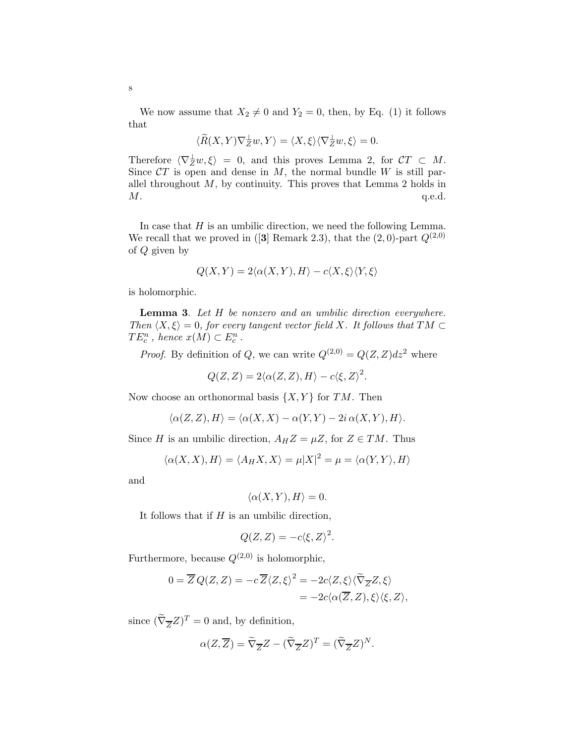We now assume that $X_2 \neq 0$ and $Y_2 = 0$, then, by Eq. (1) it follows that

$$\langle \widetilde{R}(X,Y)\nabla^{\perp}_{Z} w, Y\rangle = \langle X, \xi\rangle \langle \nabla^{\perp}_{Z} w, \xi\rangle = 0.$$

Therefore $\langle \nabla^{\perp}_{Z} w, \xi\rangle = 0$, and this proves Lemma 2, for $\mathcal{C}T \subset M$. Since $\mathcal{C}T$ is open and dense in $M$, the normal bundle $W$ is still parallel throughout $M$, by continuity. This proves that Lemma 2 holds in $M$. q.e.d.

In case that $H$ is an umbilic direction, we need the following Lemma. We recall that we proved in ([**3**] Remark 2.3), that the $(2,0)$-part $Q^{(2,0)}$ of $Q$ given by

$$Q(X,Y) = 2\langle \alpha(X,Y), H\rangle - c\langle X, \xi\rangle \langle Y, \xi\rangle$$

is holomorphic.

**Lemma 3**. *Let $H$ be nonzero and an umbilic direction everywhere. Then $\langle X, \xi\rangle = 0$, for every tangent vector field $X$. It follows that $TM \subset TE^n_c$, hence $x(M) \subset E^n_c$.*

*Proof.* By definition of $Q$, we can write $Q^{(2,0)} = Q(Z,Z)dz^2$ where

$$Q(Z,Z) = 2\langle \alpha(Z,Z), H\rangle - c\langle \xi, Z\rangle^2.$$

Now choose an orthonormal basis $\{X, Y\}$ for $TM$. Then

$$\langle \alpha(Z,Z), H\rangle = \langle \alpha(X,X) - \alpha(Y,Y) - 2i\, \alpha(X,Y), H\rangle.$$

Since $H$ is an umbilic direction, $A_H Z = \mu Z$, for $Z \in TM$. Thus

$$\langle \alpha(X,X), H\rangle = \langle A_H X, X\rangle = \mu |X|^2 = \mu = \langle \alpha(Y,Y), H\rangle$$

and

$$\langle \alpha(X,Y), H\rangle = 0.$$

It follows that if $H$ is an umbilic direction,

$$Q(Z,Z) = -c\langle \xi, Z\rangle^2.$$

Furthermore, because $Q^{(2,0)}$ is holomorphic,

$$\begin{aligned} 0 = \overline{Z}\, Q(Z,Z) = -c\, \overline{Z}\langle Z, \xi\rangle^2 &= -2c\langle Z, \xi\rangle \langle \widetilde{\nabla}_{\overline{Z}} Z, \xi\rangle \\ &= -2c\langle \alpha(\overline{Z}, Z), \xi\rangle \langle \xi, Z\rangle, \end{aligned}$$

since $(\widetilde{\nabla}_{\overline{Z}} Z)^T = 0$ and, by definition,

$$\alpha(Z, \overline{Z}) = \widetilde{\nabla}_{\overline{Z}} Z - (\widetilde{\nabla}_{\overline{Z}} Z)^T = (\widetilde{\nabla}_{\overline{Z}} Z)^N.$$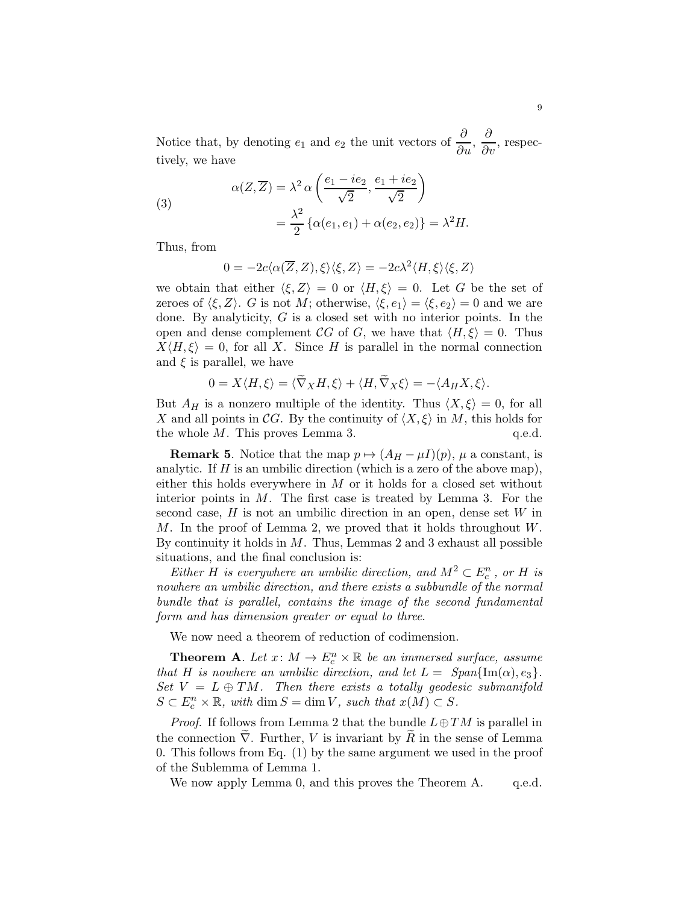Notice that, by denoting $e_1$ and $e_2$ the unit vectors of $\dfrac{\partial}{\partial u}$, $\dfrac{\partial}{\partial v}$, respectively, we have

$$
\begin{aligned}
\alpha(Z,\overline{Z}) &= \lambda^2\,\alpha\left(\frac{e_1 - ie_2}{\sqrt{2}}, \frac{e_1 + ie_2}{\sqrt{2}}\right) \\
&= \frac{\lambda^2}{2}\left\{\alpha(e_1,e_1) + \alpha(e_2,e_2)\right\} = \lambda^2 H.
\end{aligned} \tag{3}
$$

Thus, from

$$0 = -2c\langle \alpha(\overline{Z}, Z), \xi\rangle\langle \xi, Z\rangle = -2c\lambda^2\langle H,\xi\rangle\langle \xi, Z\rangle$$

we obtain that either $\langle \xi, Z\rangle = 0$ or $\langle H,\xi\rangle = 0$. Let $G$ be the set of zeroes of $\langle \xi, Z\rangle$. $G$ is not $M$; otherwise, $\langle \xi, e_1\rangle = \langle \xi, e_2\rangle = 0$ and we are done. By analyticity, $G$ is a closed set with no interior points. In the open and dense complement $\mathcal{C}G$ of $G$, we have that $\langle H,\xi\rangle = 0$. Thus $X\langle H,\xi\rangle = 0$, for all $X$. Since $H$ is parallel in the normal connection and $\xi$ is parallel, we have

$$0 = X\langle H,\xi\rangle = \langle \widetilde{\nabla}_X H, \xi\rangle + \langle H, \widetilde{\nabla}_X \xi\rangle = -\langle A_H X, \xi\rangle.$$

But $A_H$ is a nonzero multiple of the identity. Thus $\langle X,\xi\rangle = 0$, for all $X$ and all points in $\mathcal{C}G$. By the continuity of $\langle X,\xi\rangle$ in $M$, this holds for the whole $M$. This proves Lemma 3. q.e.d.

**Remark 5**. Notice that the map $p \mapsto (A_H - \mu I)(p)$, $\mu$ a constant, is analytic. If $H$ is an umbilic direction (which is a zero of the above map), either this holds everywhere in $M$ or it holds for a closed set without interior points in $M$. The first case is treated by Lemma 3. For the second case, $H$ is not an umbilic direction in an open, dense set $W$ in $M$. In the proof of Lemma 2, we proved that it holds throughout $W$. By continuity it holds in $M$. Thus, Lemmas 2 and 3 exhaust all possible situations, and the final conclusion is:

*Either $H$ is everywhere an umbilic direction, and $M^2 \subset E^n_c$, or $H$ is nowhere an umbilic direction, and there exists a subbundle of the normal bundle that is parallel, contains the image of the second fundamental form and has dimension greater or equal to three.*

We now need a theorem of reduction of codimension.

**Theorem A**. *Let $x\colon M \to E^n_c \times \mathbb{R}$ be an immersed surface, assume that $H$ is nowhere an umbilic direction, and let $L = Span\{\mathrm{Im}(\alpha), e_3\}$. Set $V = L \oplus TM$. Then there exists a totally geodesic submanifold $S \subset E^n_c \times \mathbb{R}$, with $\dim S = \dim V$, such that $x(M) \subset S$.*

*Proof*. If follows from Lemma 2 that the bundle $L \oplus TM$ is parallel in the connection $\widetilde{\nabla}$. Further, $V$ is invariant by $\widetilde{R}$ in the sense of Lemma 0. This follows from Eq. (1) by the same argument we used in the proof of the Sublemma of Lemma 1.

We now apply Lemma 0, and this proves the Theorem A. q.e.d.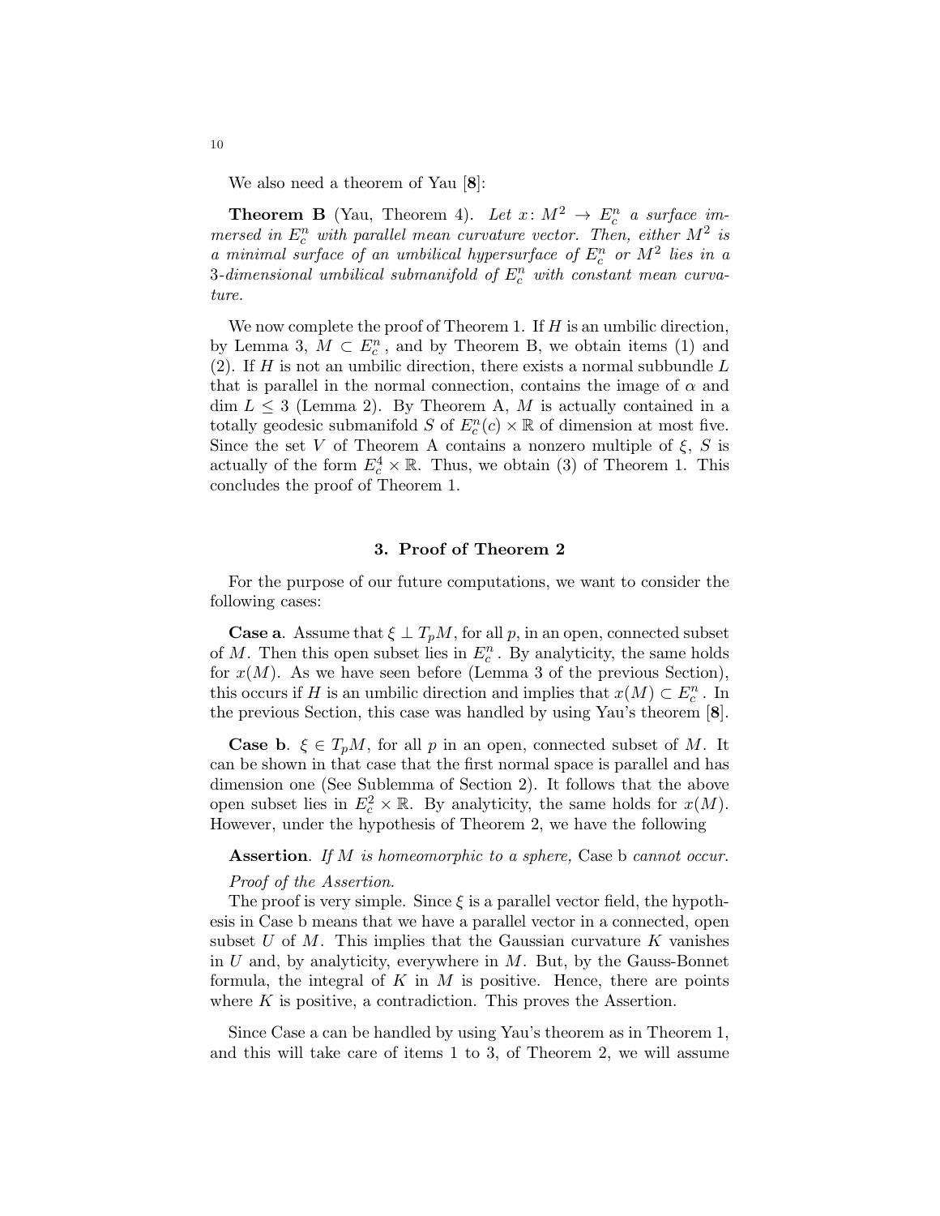We also need a theorem of Yau [**8**]:

**Theorem B** (Yau, Theorem 4). *Let $x\colon M^2 \to E^n_c$ a surface immersed in $E^n_c$ with parallel mean curvature vector. Then, either $M^2$ is a minimal surface of an umbilical hypersurface of $E^n_c$ or $M^2$ lies in a 3-dimensional umbilical submanifold of $E^n_c$ with constant mean curvature.*

We now complete the proof of Theorem 1. If $H$ is an umbilic direction, by Lemma 3, $M \subset E^n_c$, and by Theorem B, we obtain items (1) and (2). If $H$ is not an umbilic direction, there exists a normal subbundle $L$ that is parallel in the normal connection, contains the image of $\alpha$ and $\dim L \leq 3$ (Lemma 2). By Theorem A, $M$ is actually contained in a totally geodesic submanifold $S$ of $E^n_c(c) \times \mathbb{R}$ of dimension at most five. Since the set $V$ of Theorem A contains a nonzero multiple of $\xi$, $S$ is actually of the form $E^4_c \times \mathbb{R}$. Thus, we obtain (3) of Theorem 1. This concludes the proof of Theorem 1.

## 3. Proof of Theorem 2

For the purpose of our future computations, we want to consider the following cases:

**Case a**. Assume that $\xi \perp T_pM$, for all $p$, in an open, connected subset of $M$. Then this open subset lies in $E^n_c$. By analyticity, the same holds for $x(M)$. As we have seen before (Lemma 3 of the previous Section), this occurs if $H$ is an umbilic direction and implies that $x(M) \subset E^n_c$. In the previous Section, this case was handled by using Yau's theorem [**8**].

**Case b**. $\xi \in T_pM$, for all $p$ in an open, connected subset of $M$. It can be shown in that case that the first normal space is parallel and has dimension one (See Sublemma of Section 2). It follows that the above open subset lies in $E^2_c \times \mathbb{R}$. By analyticity, the same holds for $x(M)$. However, under the hypothesis of Theorem 2, we have the following

**Assertion**. *If $M$ is homeomorphic to a sphere,* Case b *cannot occur.*

*Proof of the Assertion.*

The proof is very simple. Since $\xi$ is a parallel vector field, the hypothesis in Case b means that we have a parallel vector in a connected, open subset $U$ of $M$. This implies that the Gaussian curvature $K$ vanishes in $U$ and, by analyticity, everywhere in $M$. But, by the Gauss-Bonnet formula, the integral of $K$ in $M$ is positive. Hence, there are points where $K$ is positive, a contradiction. This proves the Assertion.

Since Case a can be handled by using Yau's theorem as in Theorem 1, and this will take care of items 1 to 3, of Theorem 2, we will assume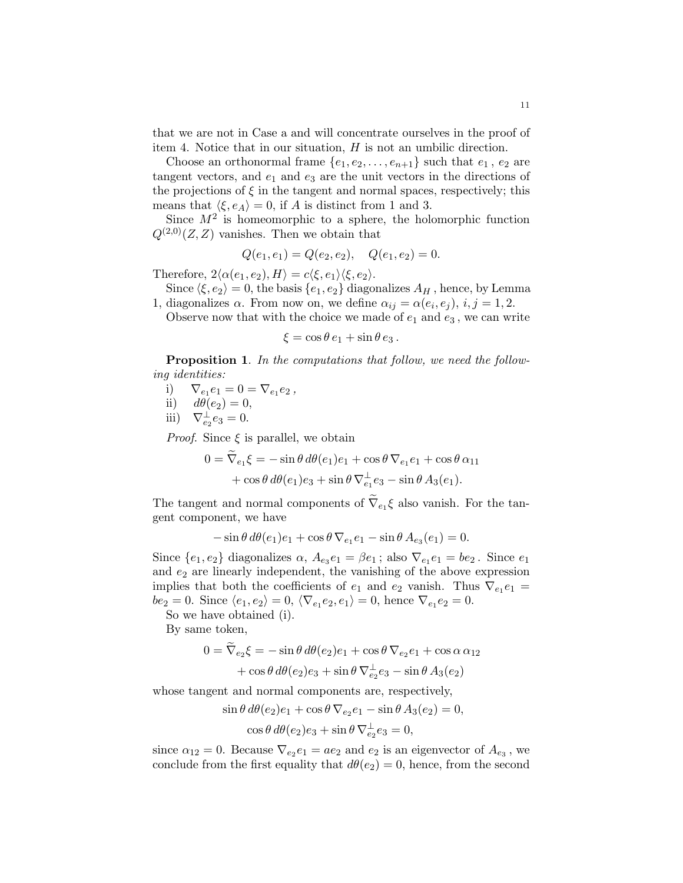that we are not in Case a and will concentrate ourselves in the proof of item 4. Notice that in our situation, $H$ is not an umbilic direction.

Choose an orthonormal frame $\{e_1, e_2, \ldots, e_{n+1}\}$ such that $e_1$, $e_2$ are tangent vectors, and $e_1$ and $e_3$ are the unit vectors in the directions of the projections of $\xi$ in the tangent and normal spaces, respectively; this means that $\langle \xi, e_A \rangle = 0$, if $A$ is distinct from 1 and 3.

Since $M^2$ is homeomorphic to a sphere, the holomorphic function $Q^{(2,0)}(Z, Z)$ vanishes. Then we obtain that

$$Q(e_1, e_1) = Q(e_2, e_2), \quad Q(e_1, e_2) = 0.$$

Therefore, $2\langle \alpha(e_1, e_2), H \rangle = c\langle \xi, e_1 \rangle \langle \xi, e_2 \rangle$.

Since $\langle \xi, e_2 \rangle = 0$, the basis $\{e_1, e_2\}$ diagonalizes $A_H$, hence, by Lemma 1, diagonalizes $\alpha$. From now on, we define $\alpha_{ij} = \alpha(e_i, e_j)$, $i, j = 1, 2$.

Observe now that with the choice we made of $e_1$ and $e_3$, we can write

$$\xi = \cos\theta\, e_1 + \sin\theta\, e_3 .$$

**Proposition 1**. *In the computations that follow, we need the following identities:*

i) $\nabla_{e_1} e_1 = 0 = \nabla_{e_1} e_2$,
ii) $d\theta(e_2) = 0$,
iii) $\nabla^{\perp}_{e_2} e_3 = 0$.

*Proof.* Since $\xi$ is parallel, we obtain

$$\begin{aligned} 0 = \widetilde{\nabla}_{e_1}\xi = &-\sin\theta\, d\theta(e_1)e_1 + \cos\theta\, \nabla_{e_1} e_1 + \cos\theta\, \alpha_{11} \\ &+ \cos\theta\, d\theta(e_1)e_3 + \sin\theta\, \nabla^{\perp}_{e_1} e_3 - \sin\theta\, A_3(e_1). \end{aligned}$$

The tangent and normal components of $\widetilde{\nabla}_{e_1}\xi$ also vanish. For the tangent component, we have

$$-\sin\theta\, d\theta(e_1)e_1 + \cos\theta\, \nabla_{e_1} e_1 - \sin\theta\, A_{e_3}(e_1) = 0.$$

Since $\{e_1, e_2\}$ diagonalizes $\alpha$, $A_{e_3} e_1 = \beta e_1$; also $\nabla_{e_1} e_1 = b e_2$. Since $e_1$ and $e_2$ are linearly independent, the vanishing of the above expression implies that both the coefficients of $e_1$ and $e_2$ vanish. Thus $\nabla_{e_1} e_1 = b e_2 = 0$. Since $\langle e_1, e_2 \rangle = 0$, $\langle \nabla_{e_1} e_2, e_1 \rangle = 0$, hence $\nabla_{e_1} e_2 = 0$.

So we have obtained (i).

By same token,

$$\begin{aligned} 0 = \widetilde{\nabla}_{e_2}\xi = &-\sin\theta\, d\theta(e_2)e_1 + \cos\theta\, \nabla_{e_2} e_1 + \cos\alpha\, \alpha_{12} \\ &+ \cos\theta\, d\theta(e_2)e_3 + \sin\theta\, \nabla^{\perp}_{e_2} e_3 - \sin\theta\, A_3(e_2) \end{aligned}$$

whose tangent and normal components are, respectively,

$$\sin\theta\, d\theta(e_2)e_1 + \cos\theta\, \nabla_{e_2} e_1 - \sin\theta\, A_3(e_2) = 0,$$

$$\cos\theta\, d\theta(e_2)e_3 + \sin\theta\, \nabla^{\perp}_{e_2} e_3 = 0,$$

since $\alpha_{12} = 0$. Because $\nabla_{e_2} e_1 = a e_2$ and $e_2$ is an eigenvector of $A_{e_3}$, we conclude from the first equality that $d\theta(e_2) = 0$, hence, from the second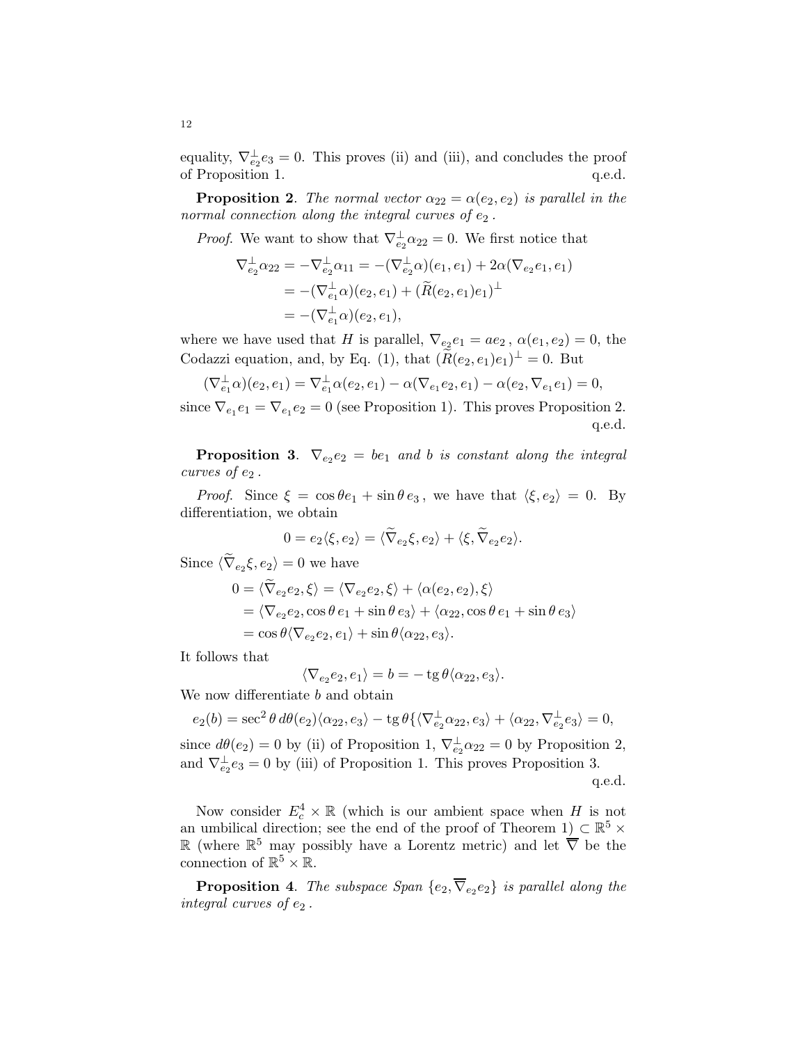equality, $\nabla^{\perp}_{e_2} e_3 = 0$. This proves (ii) and (iii), and concludes the proof of Proposition 1. q.e.d.

**Proposition 2**. *The normal vector $\alpha_{22} = \alpha(e_2, e_2)$ is parallel in the normal connection along the integral curves of $e_2$ .*

*Proof.* We want to show that $\nabla^{\perp}_{e_2} \alpha_{22} = 0$. We first notice that

$$
\begin{aligned}
\nabla^{\perp}_{e_2} \alpha_{22} &= -\nabla^{\perp}_{e_2} \alpha_{11} = -(\nabla^{\perp}_{e_2} \alpha)(e_1, e_1) + 2\alpha(\nabla_{e_2} e_1, e_1) \\
&= -(\nabla^{\perp}_{e_1} \alpha)(e_2, e_1) + (\widetilde{R}(e_2, e_1)e_1)^{\perp} \\
&= -(\nabla^{\perp}_{e_1} \alpha)(e_2, e_1),
\end{aligned}
$$

where we have used that $H$ is parallel, $\nabla_{e_2} e_1 = a e_2$ , $\alpha(e_1, e_2) = 0$, the Codazzi equation, and, by Eq. (1), that $(\widetilde{R}(e_2, e_1)e_1)^{\perp} = 0$. But

$$
(\nabla^{\perp}_{e_1} \alpha)(e_2, e_1) = \nabla^{\perp}_{e_1} \alpha(e_2, e_1) - \alpha(\nabla_{e_1} e_2, e_1) - \alpha(e_2, \nabla_{e_1} e_1) = 0,
$$

since $\nabla_{e_1} e_1 = \nabla_{e_1} e_2 = 0$ (see Proposition 1). This proves Proposition 2. q.e.d.

**Proposition 3**. *$\nabla_{e_2} e_2 = b e_1$ and $b$ is constant along the integral curves of $e_2$ .*

*Proof.* Since $\xi = \cos\theta e_1 + \sin\theta\, e_3$ , we have that $\langle \xi, e_2 \rangle = 0$. By differentiation, we obtain

$$
0 = e_2 \langle \xi, e_2 \rangle = \langle \widetilde{\nabla}_{e_2} \xi, e_2 \rangle + \langle \xi, \widetilde{\nabla}_{e_2} e_2 \rangle.
$$

Since $\langle \widetilde{\nabla}_{e_2} \xi, e_2 \rangle = 0$ we have

$$
\begin{aligned}
0 = \langle \widetilde{\nabla}_{e_2} e_2, \xi \rangle &= \langle \nabla_{e_2} e_2, \xi \rangle + \langle \alpha(e_2, e_2), \xi \rangle \\
&= \langle \nabla_{e_2} e_2, \cos\theta\, e_1 + \sin\theta\, e_3 \rangle + \langle \alpha_{22}, \cos\theta\, e_1 + \sin\theta\, e_3 \rangle \\
&= \cos\theta \langle \nabla_{e_2} e_2, e_1 \rangle + \sin\theta \langle \alpha_{22}, e_3 \rangle.
\end{aligned}
$$

It follows that

$$
\langle \nabla_{e_2} e_2, e_1 \rangle = b = -\operatorname{tg}\theta \langle \alpha_{22}, e_3 \rangle.
$$

We now differentiate $b$ and obtain

$$
e_2(b) = \sec^2\theta\, d\theta(e_2) \langle \alpha_{22}, e_3 \rangle - \operatorname{tg}\theta \{ \langle \nabla^{\perp}_{e_2} \alpha_{22}, e_3 \rangle + \langle \alpha_{22}, \nabla^{\perp}_{e_2} e_3 \rangle = 0,
$$

since $d\theta(e_2) = 0$ by (ii) of Proposition 1, $\nabla^{\perp}_{e_2} \alpha_{22} = 0$ by Proposition 2, and $\nabla^{\perp}_{e_2} e_3 = 0$ by (iii) of Proposition 1. This proves Proposition 3. q.e.d.

Now consider $E^4_c \times \mathbb{R}$ (which is our ambient space when $H$ is not an umbilical direction; see the end of the proof of Theorem 1) $\subset \mathbb{R}^5 \times \mathbb{R}$ (where $\mathbb{R}^5$ may possibly have a Lorentz metric) and let $\overline{\nabla}$ be the connection of $\mathbb{R}^5 \times \mathbb{R}$.

**Proposition 4**. *The subspace Span $\{e_2, \overline{\nabla}_{e_2} e_2\}$ is parallel along the integral curves of $e_2$ .*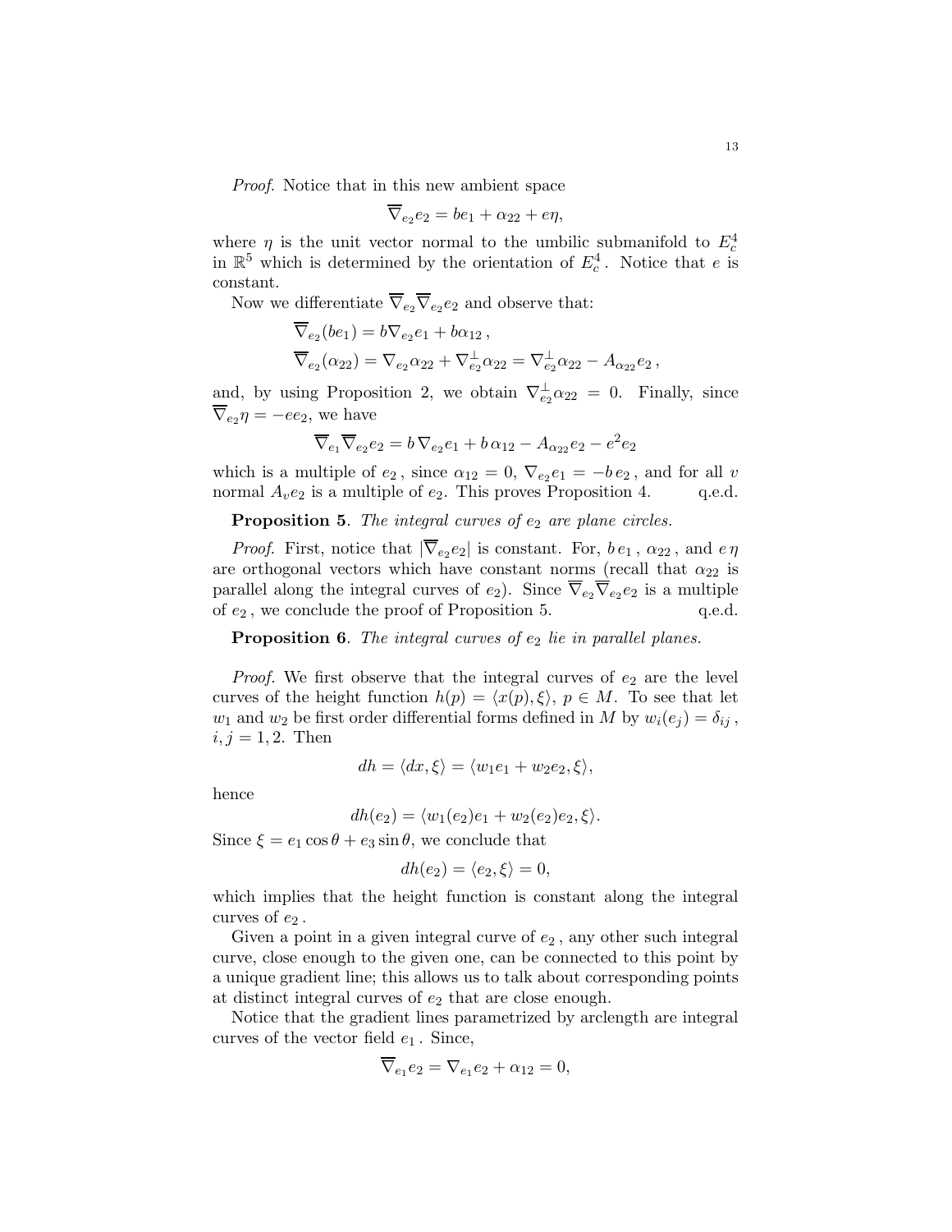*Proof.* Notice that in this new ambient space

$$\overline{\nabla}_{e_2} e_2 = be_1 + \alpha_{22} + e\eta,$$

where $\eta$ is the unit vector normal to the umbilic submanifold to $E_c^4$ in $\mathbb{R}^5$ which is determined by the orientation of $E_c^4$. Notice that $e$ is constant.

Now we differentiate $\overline{\nabla}_{e_2}\overline{\nabla}_{e_2} e_2$ and observe that:

$$\overline{\nabla}_{e_2}(be_1) = b\nabla_{e_2} e_1 + b\alpha_{12}\,,$$
$$\overline{\nabla}_{e_2}(\alpha_{22}) = \nabla_{e_2}\alpha_{22} + \nabla^{\perp}_{e_2}\alpha_{22} = \nabla^{\perp}_{e_2}\alpha_{22} - A_{\alpha_{22}} e_2\,,$$

and, by using Proposition 2, we obtain $\nabla^{\perp}_{e_2}\alpha_{22} = 0$. Finally, since $\overline{\nabla}_{e_2}\eta = -ee_2$, we have

$$\overline{\nabla}_{e_1}\overline{\nabla}_{e_2} e_2 = b\,\nabla_{e_2} e_1 + b\,\alpha_{12} - A_{\alpha_{22}} e_2 - e^2 e_2$$

which is a multiple of $e_2$, since $\alpha_{12} = 0$, $\nabla_{e_2} e_1 = -b\, e_2$, and for all $v$ normal $A_v e_2$ is a multiple of $e_2$. This proves Proposition 4. q.e.d.

**Proposition 5**. *The integral curves of $e_2$ are plane circles.*

*Proof.* First, notice that $|\overline{\nabla}_{e_2} e_2|$ is constant. For, $b\, e_1$, $\alpha_{22}$, and $e\,\eta$ are orthogonal vectors which have constant norms (recall that $\alpha_{22}$ is parallel along the integral curves of $e_2$). Since $\overline{\nabla}_{e_2}\overline{\nabla}_{e_2} e_2$ is a multiple of $e_2$, we conclude the proof of Proposition 5. q.e.d.

**Proposition 6**. *The integral curves of $e_2$ lie in parallel planes.*

*Proof.* We first observe that the integral curves of $e_2$ are the level curves of the height function $h(p) = \langle x(p), \xi\rangle$, $p \in M$. To see that let $w_1$ and $w_2$ be first order differential forms defined in $M$ by $w_i(e_j) = \delta_{ij}$, $i, j = 1, 2$. Then

$$dh = \langle dx, \xi\rangle = \langle w_1 e_1 + w_2 e_2, \xi\rangle,$$

hence

$$dh(e_2) = \langle w_1(e_2) e_1 + w_2(e_2) e_2, \xi\rangle.$$

Since $\xi = e_1 \cos\theta + e_3 \sin\theta$, we conclude that

$$dh(e_2) = \langle e_2, \xi\rangle = 0,$$

which implies that the height function is constant along the integral curves of $e_2$.

Given a point in a given integral curve of $e_2$, any other such integral curve, close enough to the given one, can be connected to this point by a unique gradient line; this allows us to talk about corresponding points at distinct integral curves of $e_2$ that are close enough.

Notice that the gradient lines parametrized by arclength are integral curves of the vector field $e_1$. Since,

$$\overline{\nabla}_{e_1} e_2 = \nabla_{e_1} e_2 + \alpha_{12} = 0,$$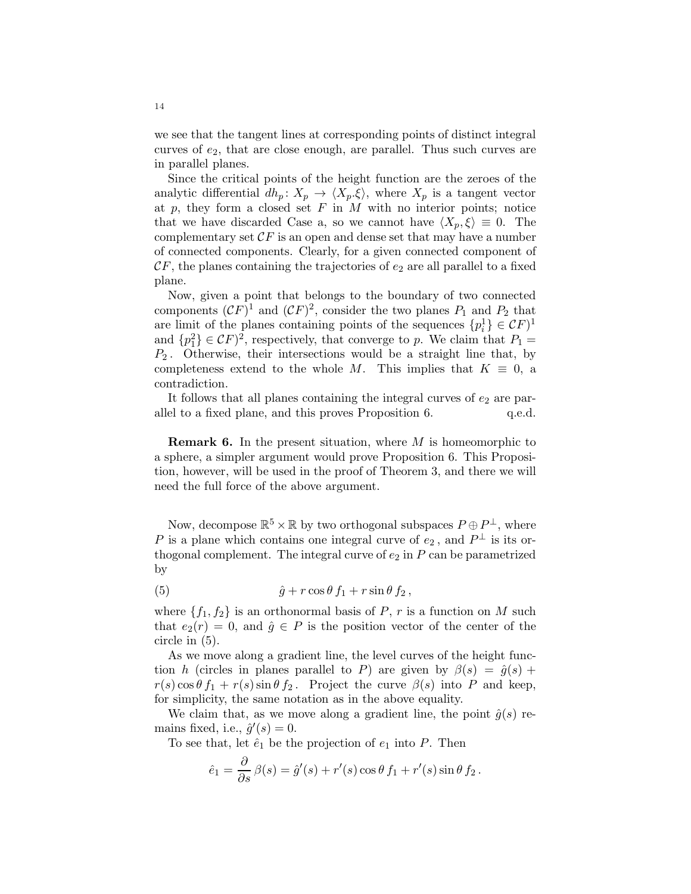we see that the tangent lines at corresponding points of distinct integral curves of $e_2$, that are close enough, are parallel. Thus such curves are in parallel planes.

Since the critical points of the height function are the zeroes of the analytic differential $dh_p \colon X_p \to \langle X_p.\xi \rangle$, where $X_p$ is a tangent vector at $p$, they form a closed set $F$ in $M$ with no interior points; notice that we have discarded Case a, so we cannot have $\langle X_p, \xi \rangle \equiv 0$. The complementary set $\mathcal{C}F$ is an open and dense set that may have a number of connected components. Clearly, for a given connected component of $\mathcal{C}F$, the planes containing the trajectories of $e_2$ are all parallel to a fixed plane.

Now, given a point that belongs to the boundary of two connected components $(\mathcal{C}F)^1$ and $(\mathcal{C}F)^2$, consider the two planes $P_1$ and $P_2$ that are limit of the planes containing points of the sequences $\{p_i^1\} \in \mathcal{C}F)^1$ and $\{p_1^2\} \in \mathcal{C}F)^2$, respectively, that converge to $p$. We claim that $P_1 = P_2$. Otherwise, their intersections would be a straight line that, by completeness extend to the whole $M$. This implies that $K \equiv 0$, a contradiction.

It follows that all planes containing the integral curves of $e_2$ are parallel to a fixed plane, and this proves Proposition 6. q.e.d.

**Remark 6.** In the present situation, where $M$ is homeomorphic to a sphere, a simpler argument would prove Proposition 6. This Proposition, however, will be used in the proof of Theorem 3, and there we will need the full force of the above argument.

Now, decompose $\mathbb{R}^5 \times \mathbb{R}$ by two orthogonal subspaces $P \oplus P^\perp$, where $P$ is a plane which contains one integral curve of $e_2$, and $P^\perp$ is its orthogonal complement. The integral curve of $e_2$ in $P$ can be parametrized by

$$\hat{g} + r \cos\theta \, f_1 + r \sin\theta \, f_2 \,, \tag{5}$$

where $\{f_1, f_2\}$ is an orthonormal basis of $P$, $r$ is a function on $M$ such that $e_2(r) = 0$, and $\hat{g} \in P$ is the position vector of the center of the circle in (5).

As we move along a gradient line, the level curves of the height function $h$ (circles in planes parallel to $P$) are given by $\beta(s) = \hat{g}(s) + r(s)\cos\theta \, f_1 + r(s)\sin\theta \, f_2$. Project the curve $\beta(s)$ into $P$ and keep, for simplicity, the same notation as in the above equality.

We claim that, as we move along a gradient line, the point $\hat{g}(s)$ remains fixed, i.e., $\hat{g}'(s) = 0$.

To see that, let $\hat{e}_1$ be the projection of $e_1$ into $P$. Then

$$\hat{e}_1 = \frac{\partial}{\partial s}\, \beta(s) = \hat{g}'(s) + r'(s)\cos\theta \, f_1 + r'(s)\sin\theta \, f_2 \,.$$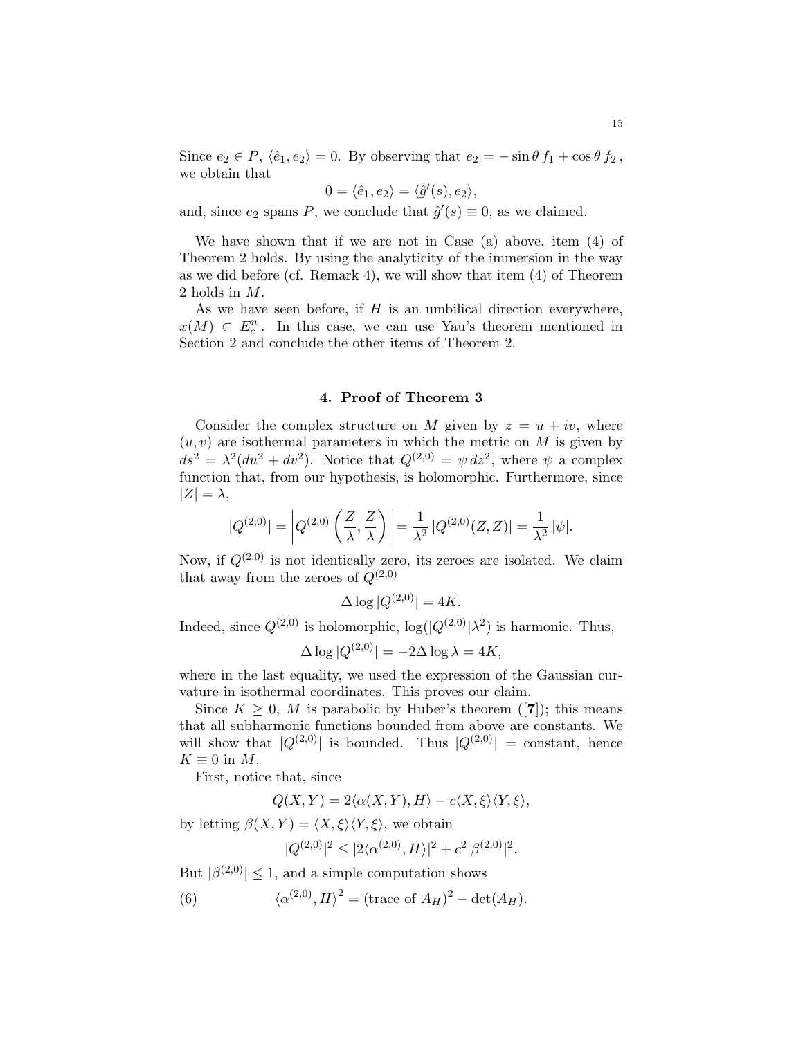Since $e_2 \in P$, $\langle \hat{e}_1, e_2 \rangle = 0$. By observing that $e_2 = -\sin\theta\, f_1 + \cos\theta\, f_2$, we obtain that

$$0 = \langle \hat{e}_1, e_2 \rangle = \langle \hat{g}'(s), e_2 \rangle,$$

and, since $e_2$ spans $P$, we conclude that $\hat{g}'(s) \equiv 0$, as we claimed.

We have shown that if we are not in Case (a) above, item (4) of Theorem 2 holds. By using the analyticity of the immersion in the way as we did before (cf. Remark 4), we will show that item (4) of Theorem 2 holds in $M$.

As we have seen before, if $H$ is an umbilical direction everywhere, $x(M) \subset E^n_c$. In this case, we can use Yau's theorem mentioned in Section 2 and conclude the other items of Theorem 2.

## 4. Proof of Theorem 3

Consider the complex structure on $M$ given by $z = u + iv$, where $(u, v)$ are isothermal parameters in which the metric on $M$ is given by $ds^2 = \lambda^2(du^2 + dv^2)$. Notice that $Q^{(2,0)} = \psi\, dz^2$, where $\psi$ a complex function that, from our hypothesis, is holomorphic. Furthermore, since $|Z| = \lambda$,

$$|Q^{(2,0)}| = \left| Q^{(2,0)}\left(\frac{Z}{\lambda}, \frac{Z}{\lambda}\right)\right| = \frac{1}{\lambda^2}\,|Q^{(2,0)}(Z,Z)| = \frac{1}{\lambda^2}\,|\psi|.$$

Now, if $Q^{(2,0)}$ is not identically zero, its zeroes are isolated. We claim that away from the zeroes of $Q^{(2,0)}$

$$\Delta \log |Q^{(2,0)}| = 4K.$$

Indeed, since $Q^{(2,0)}$ is holomorphic, $\log(|Q^{(2,0)}|\lambda^2)$ is harmonic. Thus,

$$\Delta \log |Q^{(2,0)}| = -2\Delta \log \lambda = 4K,$$

where in the last equality, we used the expression of the Gaussian curvature in isothermal coordinates. This proves our claim.

Since $K \geq 0$, $M$ is parabolic by Huber's theorem ([**7**]); this means that all subharmonic functions bounded from above are constants. We will show that $|Q^{(2,0)}|$ is bounded. Thus $|Q^{(2,0)}| =$ constant, hence $K \equiv 0$ in $M$.

First, notice that, since

$$Q(X,Y) = 2\langle \alpha(X,Y), H\rangle - c\langle X, \xi\rangle\langle Y, \xi\rangle,$$

by letting $\beta(X,Y) = \langle X, \xi\rangle\langle Y, \xi\rangle$, we obtain

$$|Q^{(2,0)}|^2 \leq |2\langle \alpha^{(2,0)}, H\rangle|^2 + c^2|\beta^{(2,0)}|^2.$$

But $|\beta^{(2,0)}| \leq 1$, and a simple computation shows

$$\langle \alpha^{(2,0)}, H\rangle^2 = (\text{trace of } A_H)^2 - \det(A_H). \tag{6}$$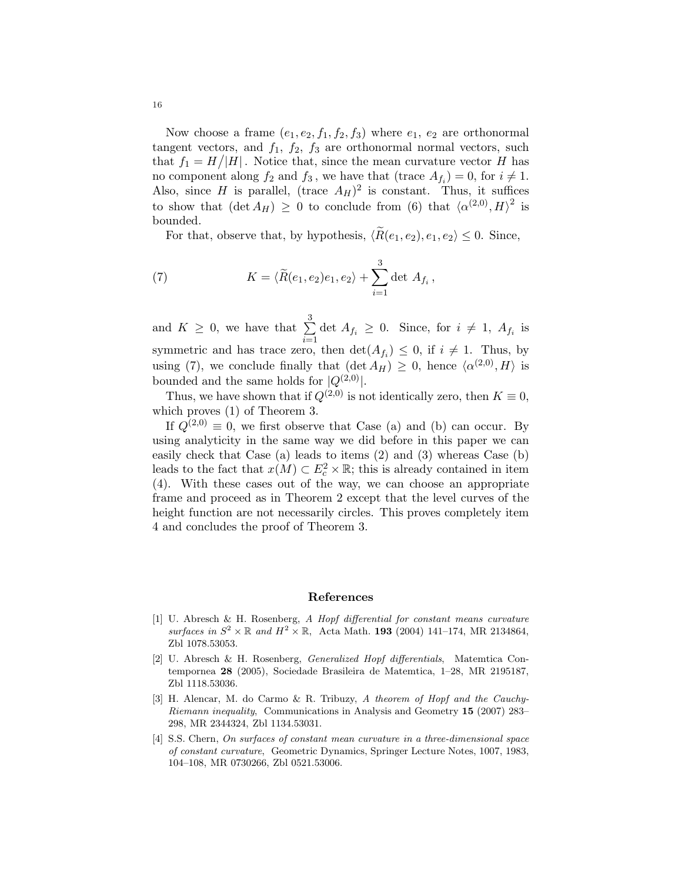Now choose a frame $(e_1, e_2, f_1, f_2, f_3)$ where $e_1$, $e_2$ are orthonormal tangent vectors, and $f_1$, $f_2$, $f_3$ are orthonormal normal vectors, such that $f_1 = H/|H|$. Notice that, since the mean curvature vector $H$ has no component along $f_2$ and $f_3$, we have that $(\text{trace } A_{f_i}) = 0$, for $i \neq 1$. Also, since $H$ is parallel, $(\text{trace } A_H)^2$ is constant. Thus, it suffices to show that $(\det A_H) \geq 0$ to conclude from (6) that $\langle \alpha^{(2,0)}, H\rangle^2$ is bounded.

For that, observe that, by hypothesis, $\langle \widetilde{R}(e_1, e_2), e_1, e_2\rangle \leq 0$. Since,

$$K = \langle \widetilde{R}(e_1, e_2)e_1, e_2\rangle + \sum_{i=1}^{3} \det A_{f_i}\,, \tag{7}$$

and $K \geq 0$, we have that $\sum_{i=1}^{3} \det A_{f_i} \geq 0$. Since, for $i \neq 1$, $A_{f_i}$ is symmetric and has trace zero, then $\det(A_{f_i}) \leq 0$, if $i \neq 1$. Thus, by using (7), we conclude finally that $(\det A_H) \geq 0$, hence $\langle \alpha^{(2,0)}, H\rangle$ is bounded and the same holds for $|Q^{(2,0)}|$.

Thus, we have shown that if $Q^{(2,0)}$ is not identically zero, then $K \equiv 0$, which proves (1) of Theorem 3.

If $Q^{(2,0)} \equiv 0$, we first observe that Case (a) and (b) can occur. By using analyticity in the same way we did before in this paper we can easily check that Case (a) leads to items (2) and (3) whereas Case (b) leads to the fact that $x(M) \subset E^2_c \times \mathbb{R}$; this is already contained in item (4). With these cases out of the way, we can choose an appropriate frame and proceed as in Theorem 2 except that the level curves of the height function are not necessarily circles. This proves completely item 4 and concludes the proof of Theorem 3.

## References

[1] U. Abresch & H. Rosenberg, *A Hopf differential for constant means curvature surfaces in $S^2 \times \mathbb{R}$ and $H^2 \times \mathbb{R}$*, Acta Math. **193** (2004) 141–174, MR 2134864, Zbl 1078.53053.

[2] U. Abresch & H. Rosenberg, *Generalized Hopf differentials*, Matemtica Contempornea **28** (2005), Sociedade Brasileira de Matemtica, 1–28, MR 2195187, Zbl 1118.53036.

[3] H. Alencar, M. do Carmo & R. Tribuzy, *A theorem of Hopf and the Cauchy-Riemann inequality*, Communications in Analysis and Geometry **15** (2007) 283–298, MR 2344324, Zbl 1134.53031.

[4] S.S. Chern, *On surfaces of constant mean curvature in a three-dimensional space of constant curvature*, Geometric Dynamics, Springer Lecture Notes, 1007, 1983, 104–108, MR 0730266, Zbl 0521.53006.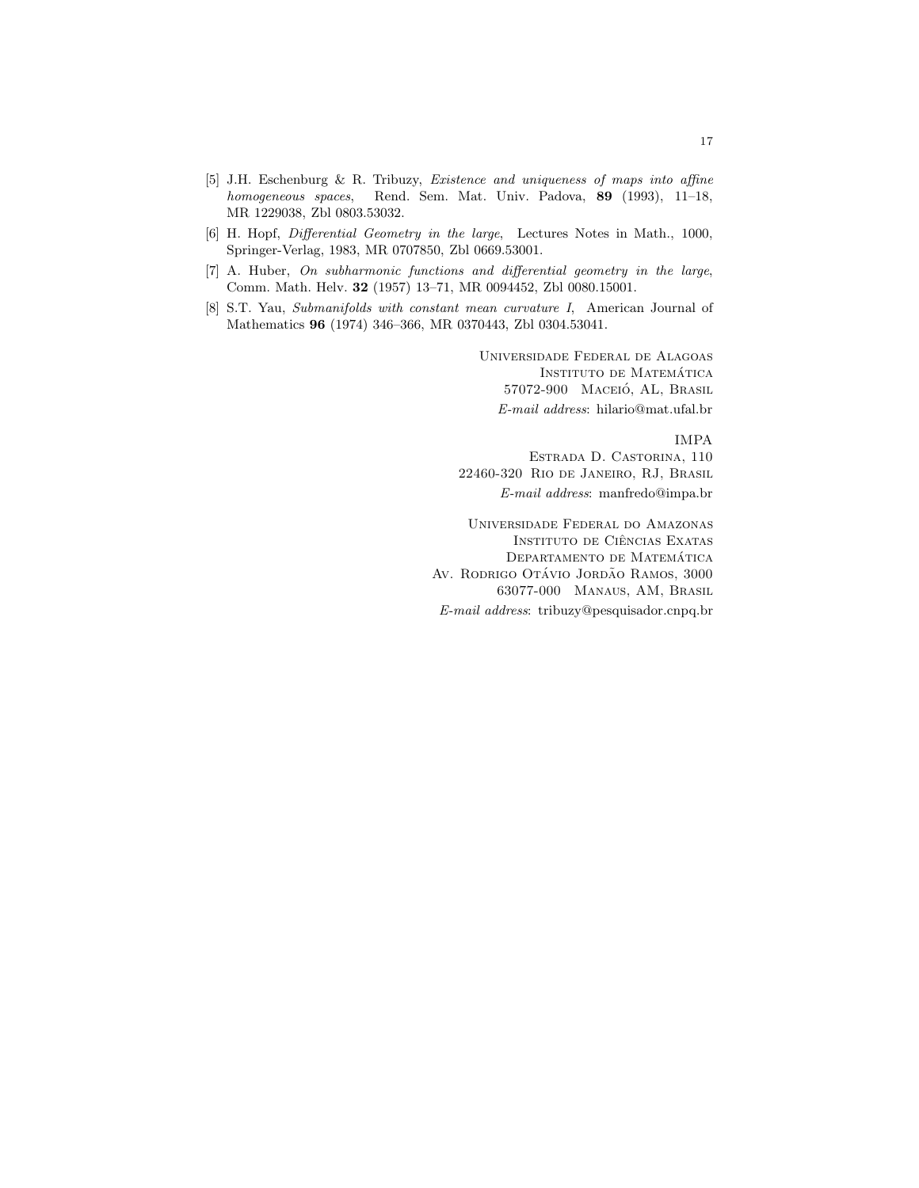[5] J.H. Eschenburg & R. Tribuzy, *Existence and uniqueness of maps into affine homogeneous spaces*, Rend. Sem. Mat. Univ. Padova, **89** (1993), 11–18, MR 1229038, Zbl 0803.53032.

[6] H. Hopf, *Differential Geometry in the large*, Lectures Notes in Math., 1000, Springer-Verlag, 1983, MR 0707850, Zbl 0669.53001.

[7] A. Huber, *On subharmonic functions and differential geometry in the large*, Comm. Math. Helv. **32** (1957) 13–71, MR 0094452, Zbl 0080.15001.

[8] S.T. Yau, *Submanifolds with constant mean curvature I*, American Journal of Mathematics **96** (1974) 346–366, MR 0370443, Zbl 0304.53041.

Universidade Federal de Alagoas
Instituto de Matemática
57072-900 Maceió, AL, Brasil
*E-mail address*: hilario@mat.ufal.br

IMPA
Estrada D. Castorina, 110
22460-320 Rio de Janeiro, RJ, Brasil
*E-mail address*: manfredo@impa.br

Universidade Federal do Amazonas
Instituto de Ciências Exatas
Departamento de Matemática
Av. Rodrigo Otávio Jordão Ramos, 3000
63077-000 Manaus, AM, Brasil
*E-mail address*: tribuzy@pesquisador.cnpq.br